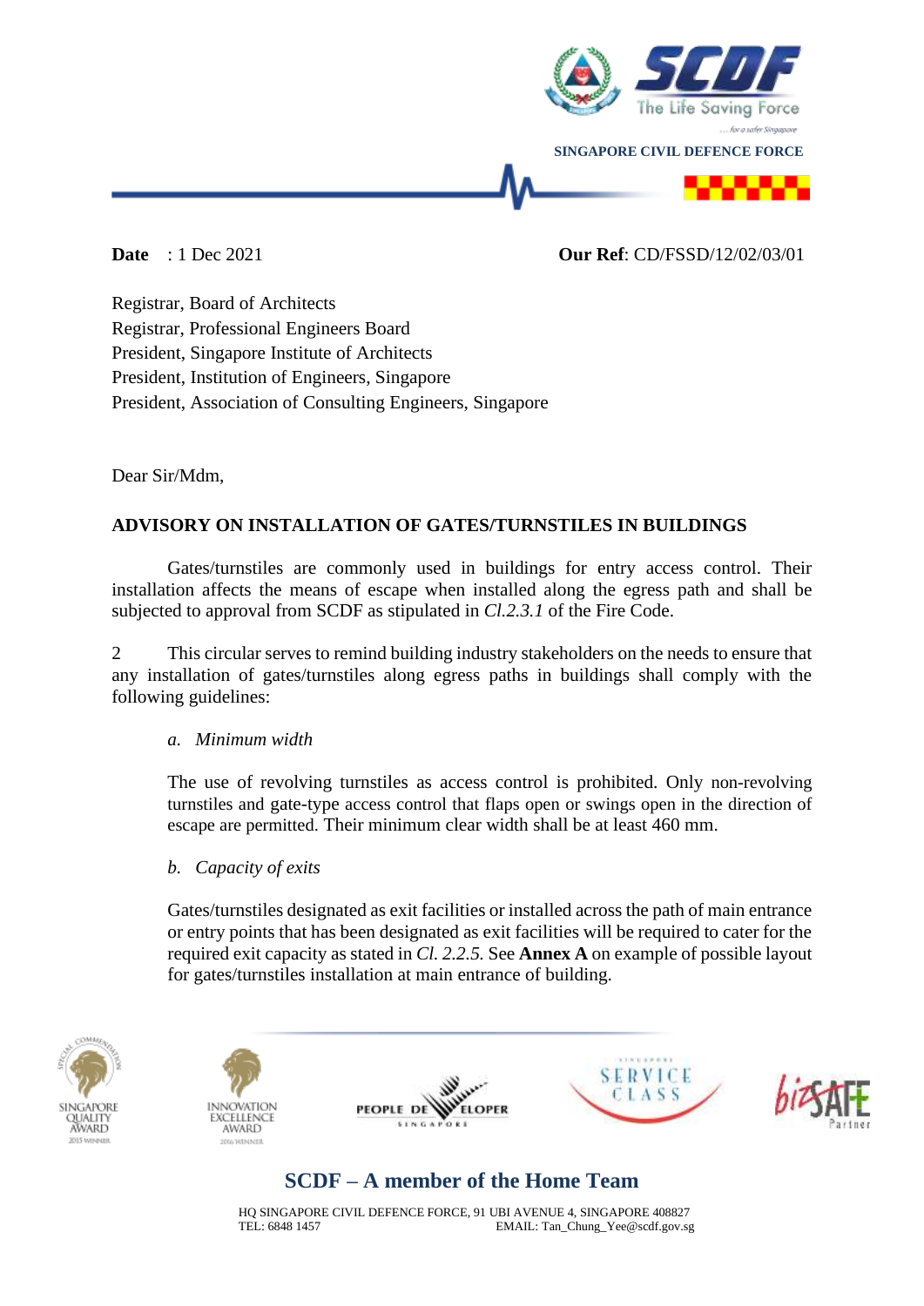SINGAPORE CIVIL DEFENCE FORCE

**Date** : 1 Dec 2021 **Our Ref**: CD/FSSD/12/02/03/01

Registrar, Board of Architects
Registrar, Professional Engineers Board
President, Singapore Institute of Architects
President, Institution of Engineers, Singapore
President, Association of Consulting Engineers, Singapore

Dear Sir/Mdm,

**ADVISORY ON INSTALLATION OF GATES/TURNSTILES IN BUILDINGS**

Gates/turnstiles are commonly used in buildings for entry access control. Their installation affects the means of escape when installed along the egress path and shall be subjected to approval from SCDF as stipulated in *Cl.2.3.1* of the Fire Code.

2 This circular serves to remind building industry stakeholders on the needs to ensure that any installation of gates/turnstiles along egress paths in buildings shall comply with the following guidelines:

*a. Minimum width*

The use of revolving turnstiles as access control is prohibited. Only non-revolving turnstiles and gate-type access control that flaps open or swings open in the direction of escape are permitted. Their minimum clear width shall be at least 460 mm.

*b. Capacity of exits*

Gates/turnstiles designated as exit facilities or installed across the path of main entrance or entry points that has been designated as exit facilities will be required to cater for the required exit capacity as stated in *Cl. 2.2.5.* See **Annex A** on example of possible layout for gates/turnstiles installation at main entrance of building.

**SCDF – A member of the Home Team**

HQ SINGAPORE CIVIL DEFENCE FORCE, 91 UBI AVENUE 4, SINGAPORE 408827
TEL: 6848 1457 EMAIL: Tan_Chung_Yee@scdf.gov.sg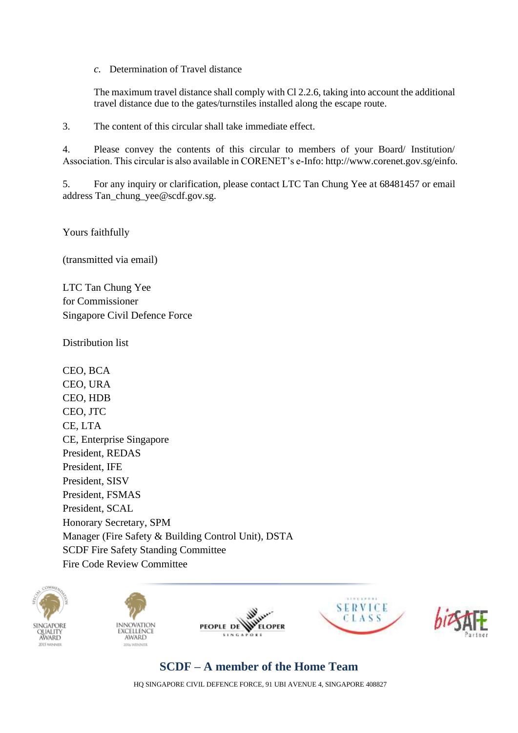*c.* Determination of Travel distance

The maximum travel distance shall comply with Cl 2.2.6, taking into account the additional travel distance due to the gates/turnstiles installed along the escape route.

3. The content of this circular shall take immediate effect.

4. Please convey the contents of this circular to members of your Board/ Institution/ Association. This circular is also available in CORENET's e-Info: http://www.corenet.gov.sg/einfo.

5. For any inquiry or clarification, please contact LTC Tan Chung Yee at 68481457 or email address Tan_chung_yee@scdf.gov.sg.

Yours faithfully

(transmitted via email)

LTC Tan Chung Yee
for Commissioner
Singapore Civil Defence Force

Distribution list

CEO, BCA
CEO, URA
CEO, HDB
CEO, JTC
CE, LTA
CE, Enterprise Singapore
President, REDAS
President, IFE
President, SISV
President, FSMAS
President, SCAL
Honorary Secretary, SPM
Manager (Fire Safety & Building Control Unit), DSTA
SCDF Fire Safety Standing Committee
Fire Code Review Committee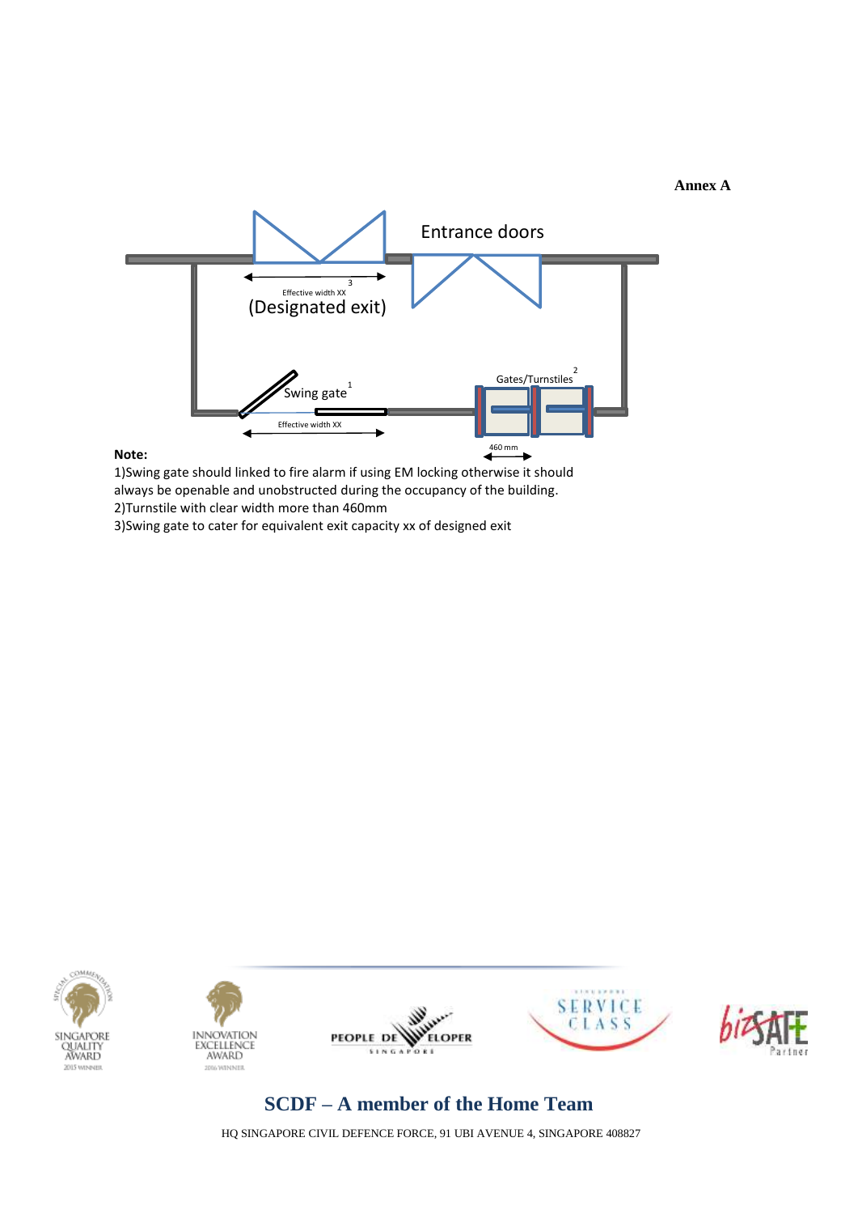**Annex A**

Entrance doors

Effective width XX[3]

(Designated exit)

Swing gate[1]

Effective width XX

Gates/Turnstiles[2]

460 mm

**Note:**

1)Swing gate should linked to fire alarm if using EM locking otherwise it should always be openable and unobstructed during the occupancy of the building.
2)Turnstile with clear width more than 460mm
3)Swing gate to cater for equivalent exit capacity xx of designed exit

**SCDF – A member of the Home Team**

HQ SINGAPORE CIVIL DEFENCE FORCE, 91 UBI AVENUE 4, SINGAPORE 408827